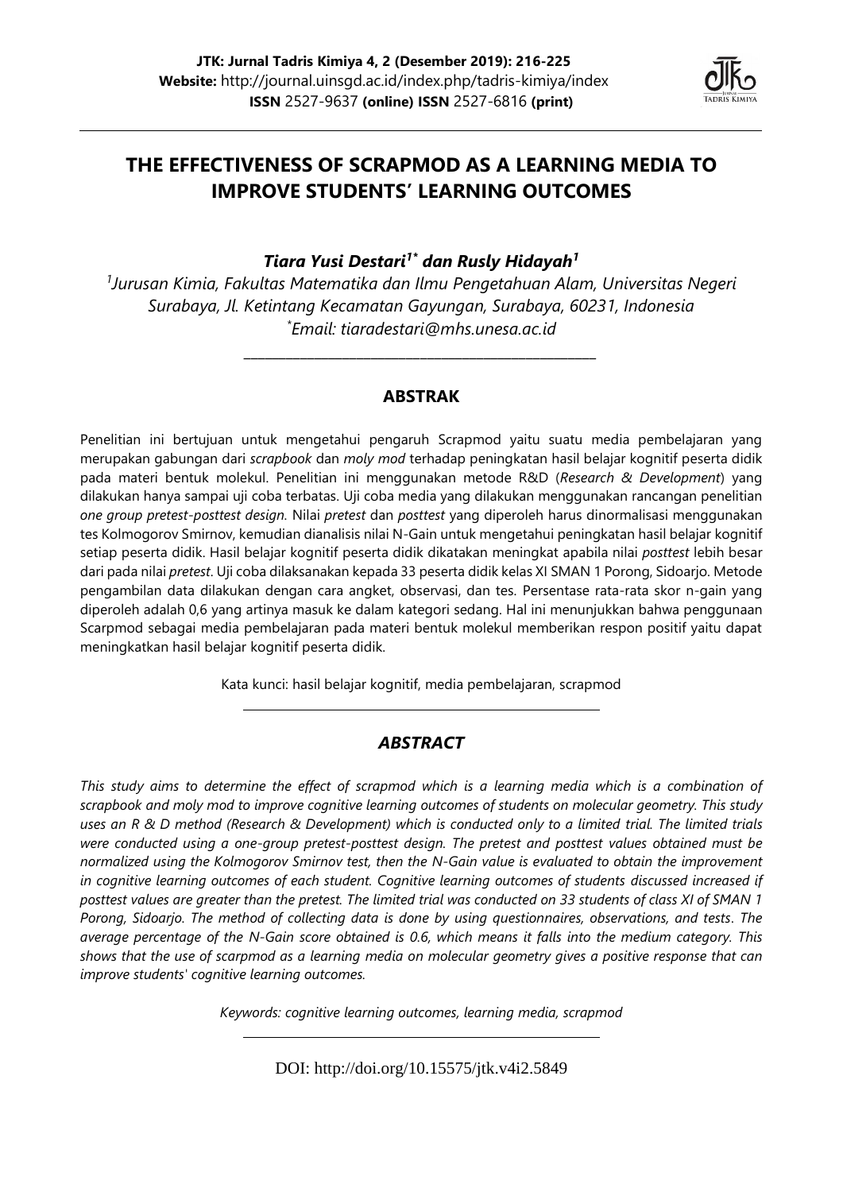# THE EFFECTIVENESS OF SCRAPMOD AS A LEARNING MEDIA TO IMPROVE STUDENTS' LEARNING OUTCOMES

***Tiara Yusi Destari[1*] dan Rusly Hidayah[1]***

*[1]Jurusan Kimia, Fakultas Matematika dan Ilmu Pengetahuan Alam, Universitas Negeri Surabaya, Jl. Ketintang Kecamatan Gayungan, Surabaya, 60231, Indonesia*

*[*]Email: tiaradestari@mhs.unesa.ac.id*

## ABSTRAK

Penelitian ini bertujuan untuk mengetahui pengaruh Scrapmod yaitu suatu media pembelajaran yang merupakan gabungan dari *scrapbook* dan *moly mod* terhadap peningkatan hasil belajar kognitif peserta didik pada materi bentuk molekul. Penelitian ini menggunakan metode R&D (*Research & Development*) yang dilakukan hanya sampai uji coba terbatas. Uji coba media yang dilakukan menggunakan rancangan penelitian *one group pretest-posttest design*. Nilai *pretest* dan *posttest* yang diperoleh harus dinormalisasi menggunakan tes Kolmogorov Smirnov, kemudian dianalisis nilai N-Gain untuk mengetahui peningkatan hasil belajar kognitif setiap peserta didik. Hasil belajar kognitif peserta didik dikatakan meningkat apabila nilai *posttest* lebih besar dari pada nilai *pretest*. Uji coba dilaksanakan kepada 33 peserta didik kelas XI SMAN 1 Porong, Sidoarjo. Metode pengambilan data dilakukan dengan cara angket, observasi, dan tes. Persentase rata-rata skor n-gain yang diperoleh adalah 0,6 yang artinya masuk ke dalam kategori sedang. Hal ini menunjukkan bahwa penggunaan Scarpmod sebagai media pembelajaran pada materi bentuk molekul memberikan respon positif yaitu dapat meningkatkan hasil belajar kognitif peserta didik.

Kata kunci: hasil belajar kognitif, media pembelajaran, scrapmod

## *ABSTRACT*

*This study aims to determine the effect of scrapmod which is a learning media which is a combination of scrapbook and moly mod to improve cognitive learning outcomes of students on molecular geometry. This study uses an R & D method (Research & Development) which is conducted only to a limited trial. The limited trials were conducted using a one-group pretest-posttest design. The pretest and posttest values obtained must be normalized using the Kolmogorov Smirnov test, then the N-Gain value is evaluated to obtain the improvement in cognitive learning outcomes of each student. Cognitive learning outcomes of students discussed increased if posttest values are greater than the pretest. The limited trial was conducted on 33 students of class XI of SMAN 1 Porong, Sidoarjo. The method of collecting data is done by using questionnaires, observations, and tests. The average percentage of the N-Gain score obtained is 0.6, which means it falls into the medium category. This shows that the use of scarpmod as a learning media on molecular geometry gives a positive response that can improve students' cognitive learning outcomes.*

*Keywords: cognitive learning outcomes, learning media, scrapmod*

DOI: http://doi.org/10.15575/jtk.v4i2.5849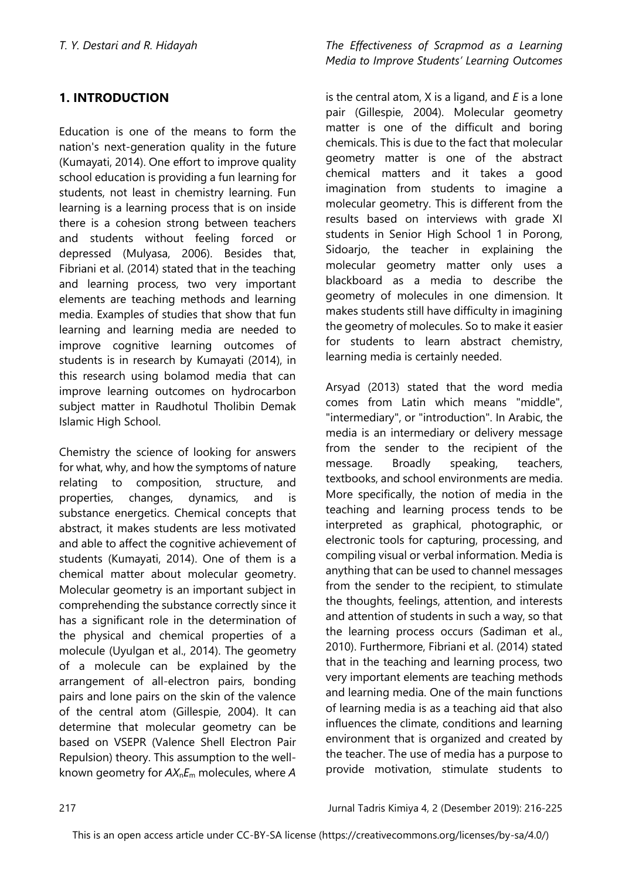## 1. INTRODUCTION

Education is one of the means to form the nation's next-generation quality in the future (Kumayati, 2014). One effort to improve quality school education is providing a fun learning for students, not least in chemistry learning. Fun learning is a learning process that is on inside there is a cohesion strong between teachers and students without feeling forced or depressed (Mulyasa, 2006). Besides that, Fibriani et al. (2014) stated that in the teaching and learning process, two very important elements are teaching methods and learning media. Examples of studies that show that fun learning and learning media are needed to improve cognitive learning outcomes of students is in research by Kumayati (2014), in this research using bolamod media that can improve learning outcomes on hydrocarbon subject matter in Raudhotul Tholibin Demak Islamic High School.

Chemistry the science of looking for answers for what, why, and how the symptoms of nature relating to composition, structure, and properties, changes, dynamics, and is substance energetics. Chemical concepts that abstract, it makes students are less motivated and able to affect the cognitive achievement of students (Kumayati, 2014). One of them is a chemical matter about molecular geometry. Molecular geometry is an important subject in comprehending the substance correctly since it has a significant role in the determination of the physical and chemical properties of a molecule (Uyulgan et al., 2014). The geometry of a molecule can be explained by the arrangement of all-electron pairs, bonding pairs and lone pairs on the skin of the valence of the central atom (Gillespie, 2004). It can determine that molecular geometry can be based on VSEPR (Valence Shell Electron Pair Repulsion) theory. This assumption to the well-known geometry for $AX_nE_m$ molecules, where $A$ is the central atom, X is a ligand, and $E$ is a lone pair (Gillespie, 2004). Molecular geometry matter is one of the difficult and boring chemicals. This is due to the fact that molecular geometry matter is one of the abstract chemical matters and it takes a good imagination from students to imagine a molecular geometry. This is different from the results based on interviews with grade XI students in Senior High School 1 in Porong, Sidoarjo, the teacher in explaining the molecular geometry matter only uses a blackboard as a media to describe the geometry of molecules in one dimension. It makes students still have difficulty in imagining the geometry of molecules. So to make it easier for students to learn abstract chemistry, learning media is certainly needed.

Arsyad (2013) stated that the word media comes from Latin which means "middle", "intermediary", or "introduction". In Arabic, the media is an intermediary or delivery message from the sender to the recipient of the message. Broadly speaking, teachers, textbooks, and school environments are media. More specifically, the notion of media in the teaching and learning process tends to be interpreted as graphical, photographic, or electronic tools for capturing, processing, and compiling visual or verbal information. Media is anything that can be used to channel messages from the sender to the recipient, to stimulate the thoughts, feelings, attention, and interests and attention of students in such a way, so that the learning process occurs (Sadiman et al., 2010). Furthermore, Fibriani et al. (2014) stated that in the teaching and learning process, two very important elements are teaching methods and learning media. One of the main functions of learning media is as a teaching aid that also influences the climate, conditions and learning environment that is organized and created by the teacher. The use of media has a purpose to provide motivation, stimulate students to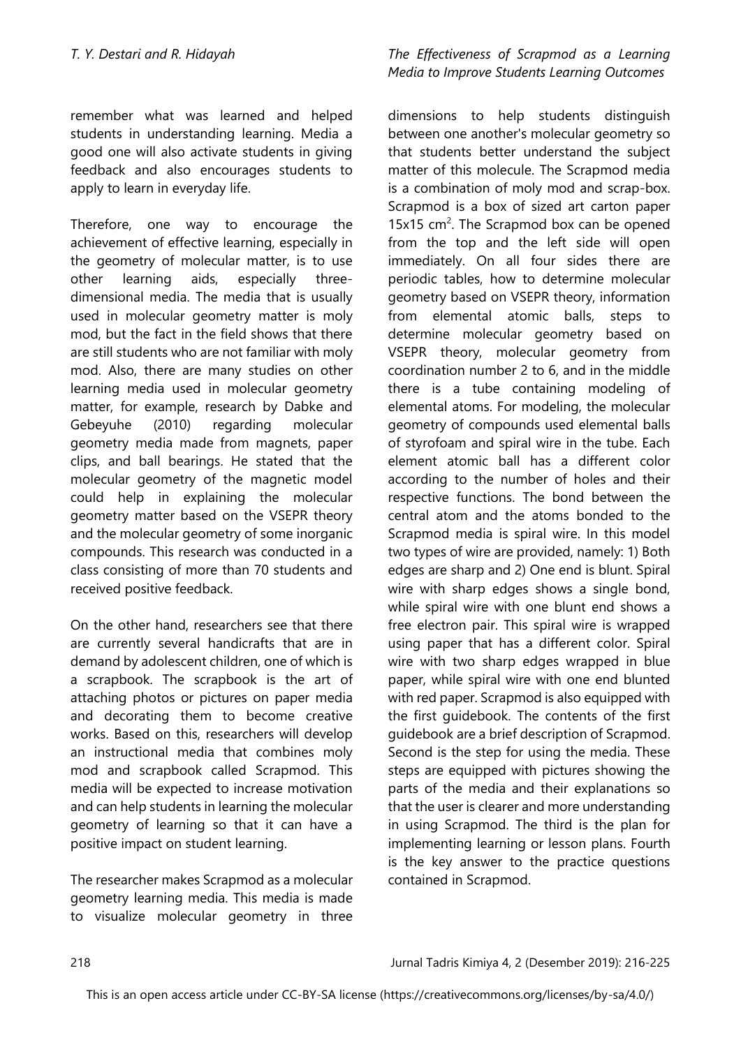remember what was learned and helped students in understanding learning. Media a good one will also activate students in giving feedback and also encourages students to apply to learn in everyday life.

Therefore, one way to encourage the achievement of effective learning, especially in the geometry of molecular matter, is to use other learning aids, especially three-dimensional media. The media that is usually used in molecular geometry matter is moly mod, but the fact in the field shows that there are still students who are not familiar with moly mod. Also, there are many studies on other learning media used in molecular geometry matter, for example, research by Dabke and Gebeyuhe (2010) regarding molecular geometry media made from magnets, paper clips, and ball bearings. He stated that the molecular geometry of the magnetic model could help in explaining the molecular geometry matter based on the VSEPR theory and the molecular geometry of some inorganic compounds. This research was conducted in a class consisting of more than 70 students and received positive feedback.

On the other hand, researchers see that there are currently several handicrafts that are in demand by adolescent children, one of which is a scrapbook. The scrapbook is the art of attaching photos or pictures on paper media and decorating them to become creative works. Based on this, researchers will develop an instructional media that combines moly mod and scrapbook called Scrapmod. This media will be expected to increase motivation and can help students in learning the molecular geometry of learning so that it can have a positive impact on student learning.

The researcher makes Scrapmod as a molecular geometry learning media. This media is made to visualize molecular geometry in three dimensions to help students distinguish between one another's molecular geometry so that students better understand the subject matter of this molecule. The Scrapmod media is a combination of moly mod and scrap-box. Scrapmod is a box of sized art carton paper 15x15 $cm^2$. The Scrapmod box can be opened from the top and the left side will open immediately. On all four sides there are periodic tables, how to determine molecular geometry based on VSEPR theory, information from elemental atomic balls, steps to determine molecular geometry based on VSEPR theory, molecular geometry from coordination number 2 to 6, and in the middle there is a tube containing modeling of elemental atoms. For modeling, the molecular geometry of compounds used elemental balls of styrofoam and spiral wire in the tube. Each element atomic ball has a different color according to the number of holes and their respective functions. The bond between the central atom and the atoms bonded to the Scrapmod media is spiral wire. In this model two types of wire are provided, namely: 1) Both edges are sharp and 2) One end is blunt. Spiral wire with sharp edges shows a single bond, while spiral wire with one blunt end shows a free electron pair. This spiral wire is wrapped using paper that has a different color. Spiral wire with two sharp edges wrapped in blue paper, while spiral wire with one end blunted with red paper. Scrapmod is also equipped with the first guidebook. The contents of the first guidebook are a brief description of Scrapmod. Second is the step for using the media. These steps are equipped with pictures showing the parts of the media and their explanations so that the user is clearer and more understanding in using Scrapmod. The third is the plan for implementing learning or lesson plans. Fourth is the key answer to the practice questions contained in Scrapmod.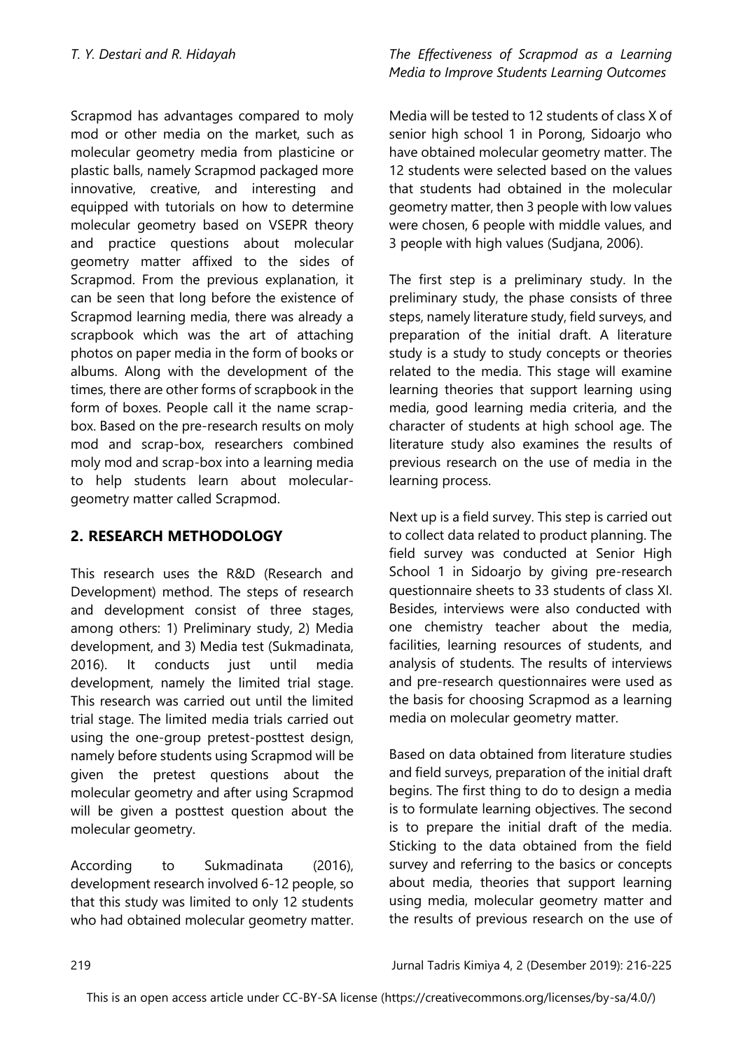Scrapmod has advantages compared to moly mod or other media on the market, such as molecular geometry media from plasticine or plastic balls, namely Scrapmod packaged more innovative, creative, and interesting and equipped with tutorials on how to determine molecular geometry based on VSEPR theory and practice questions about molecular geometry matter affixed to the sides of Scrapmod. From the previous explanation, it can be seen that long before the existence of Scrapmod learning media, there was already a scrapbook which was the art of attaching photos on paper media in the form of books or albums. Along with the development of the times, there are other forms of scrapbook in the form of boxes. People call it the name scrap-box. Based on the pre-research results on moly mod and scrap-box, researchers combined moly mod and scrap-box into a learning media to help students learn about molecular-geometry matter called Scrapmod.

## 2. RESEARCH METHODOLOGY

This research uses the R&D (Research and Development) method. The steps of research and development consist of three stages, among others: 1) Preliminary study, 2) Media development, and 3) Media test (Sukmadinata, 2016). It conducts just until media development, namely the limited trial stage. This research was carried out until the limited trial stage. The limited media trials carried out using the one-group pretest-posttest design, namely before students using Scrapmod will be given the pretest questions about the molecular geometry and after using Scrapmod will be given a posttest question about the molecular geometry.

According to Sukmadinata (2016), development research involved 6-12 people, so that this study was limited to only 12 students who had obtained molecular geometry matter. Media will be tested to 12 students of class X of senior high school 1 in Porong, Sidoarjo who have obtained molecular geometry matter. The 12 students were selected based on the values that students had obtained in the molecular geometry matter, then 3 people with low values were chosen, 6 people with middle values, and 3 people with high values (Sudjana, 2006).

The first step is a preliminary study. In the preliminary study, the phase consists of three steps, namely literature study, field surveys, and preparation of the initial draft. A literature study is a study to study concepts or theories related to the media. This stage will examine learning theories that support learning using media, good learning media criteria, and the character of students at high school age. The literature study also examines the results of previous research on the use of media in the learning process.

Next up is a field survey. This step is carried out to collect data related to product planning. The field survey was conducted at Senior High School 1 in Sidoarjo by giving pre-research questionnaire sheets to 33 students of class XI. Besides, interviews were also conducted with one chemistry teacher about the media, facilities, learning resources of students, and analysis of students. The results of interviews and pre-research questionnaires were used as the basis for choosing Scrapmod as a learning media on molecular geometry matter.

Based on data obtained from literature studies and field surveys, preparation of the initial draft begins. The first thing to do to design a media is to formulate learning objectives. The second is to prepare the initial draft of the media. Sticking to the data obtained from the field survey and referring to the basics or concepts about media, theories that support learning using media, molecular geometry matter and the results of previous research on the use of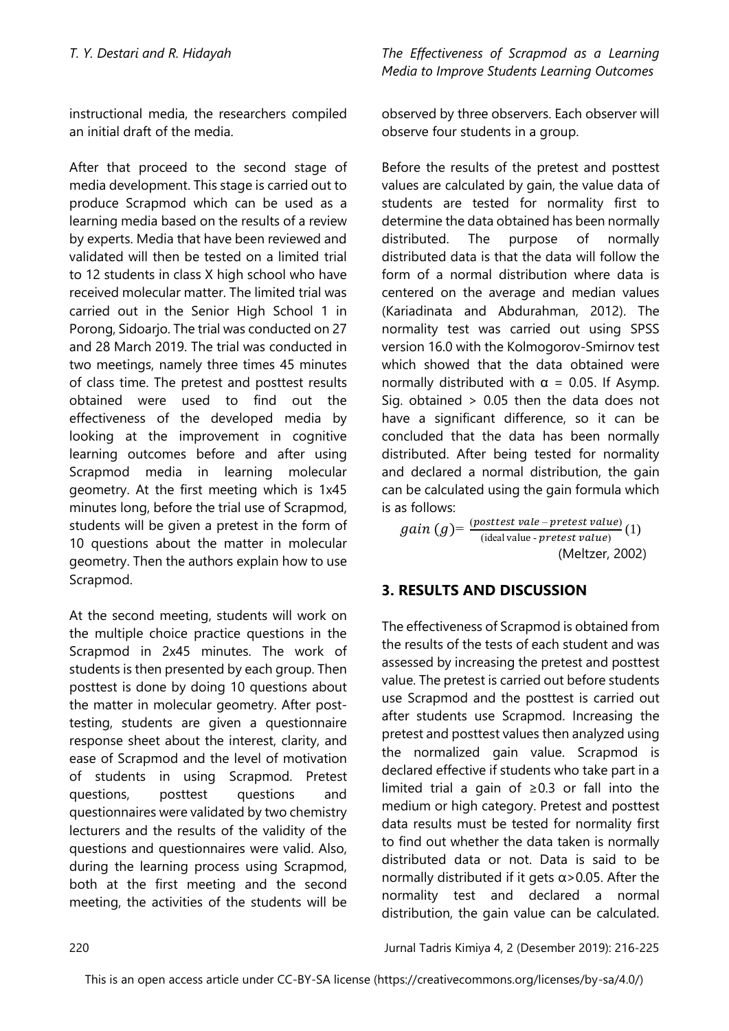instructional media, the researchers compiled an initial draft of the media.

After that proceed to the second stage of media development. This stage is carried out to produce Scrapmod which can be used as a learning media based on the results of a review by experts. Media that have been reviewed and validated will then be tested on a limited trial to 12 students in class X high school who have received molecular matter. The limited trial was carried out in the Senior High School 1 in Porong, Sidoarjo. The trial was conducted on 27 and 28 March 2019. The trial was conducted in two meetings, namely three times 45 minutes of class time. The pretest and posttest results obtained were used to find out the effectiveness of the developed media by looking at the improvement in cognitive learning outcomes before and after using Scrapmod media in learning molecular geometry. At the first meeting which is 1x45 minutes long, before the trial use of Scrapmod, students will be given a pretest in the form of 10 questions about the matter in molecular geometry. Then the authors explain how to use Scrapmod.

At the second meeting, students will work on the multiple choice practice questions in the Scrapmod in 2x45 minutes. The work of students is then presented by each group. Then posttest is done by doing 10 questions about the matter in molecular geometry. After post-testing, students are given a questionnaire response sheet about the interest, clarity, and ease of Scrapmod and the level of motivation of students in using Scrapmod. Pretest questions, posttest questions and questionnaires were validated by two chemistry lecturers and the results of the validity of the questions and questionnaires were valid. Also, during the learning process using Scrapmod, both at the first meeting and the second meeting, the activities of the students will be observed by three observers. Each observer will observe four students in a group.

Before the results of the pretest and posttest values are calculated by gain, the value data of students are tested for normality first to determine the data obtained has been normally distributed. The purpose of normally distributed data is that the data will follow the form of a normal distribution where data is centered on the average and median values (Kariadinata and Abdurahman, 2012). The normality test was carried out using SPSS version 16.0 with the Kolmogorov-Smirnov test which showed that the data obtained were normally distributed with $\alpha$ = 0.05. If Asymp. Sig. obtained > 0.05 then the data does not have a significant difference, so it can be concluded that the data has been normally distributed. After being tested for normality and declared a normal distribution, the gain can be calculated using the gain formula which is as follows:

$$gain\ (g) = \frac{(posttest\ vale - pretest\ value)}{(\text{ideal value} - pretest\ value)} \quad (1)$$

(Meltzer, 2002)

## 3. RESULTS AND DISCUSSION

The effectiveness of Scrapmod is obtained from the results of the tests of each student and was assessed by increasing the pretest and posttest value. The pretest is carried out before students use Scrapmod and the posttest is carried out after students use Scrapmod. Increasing the pretest and posttest values then analyzed using the normalized gain value. Scrapmod is declared effective if students who take part in a limited trial a gain of $\geq$0.3 or fall into the medium or high category. Pretest and posttest data results must be tested for normality first to find out whether the data taken is normally distributed data or not. Data is said to be normally distributed if it gets $\alpha$>0.05. After the normality test and declared a normal distribution, the gain value can be calculated.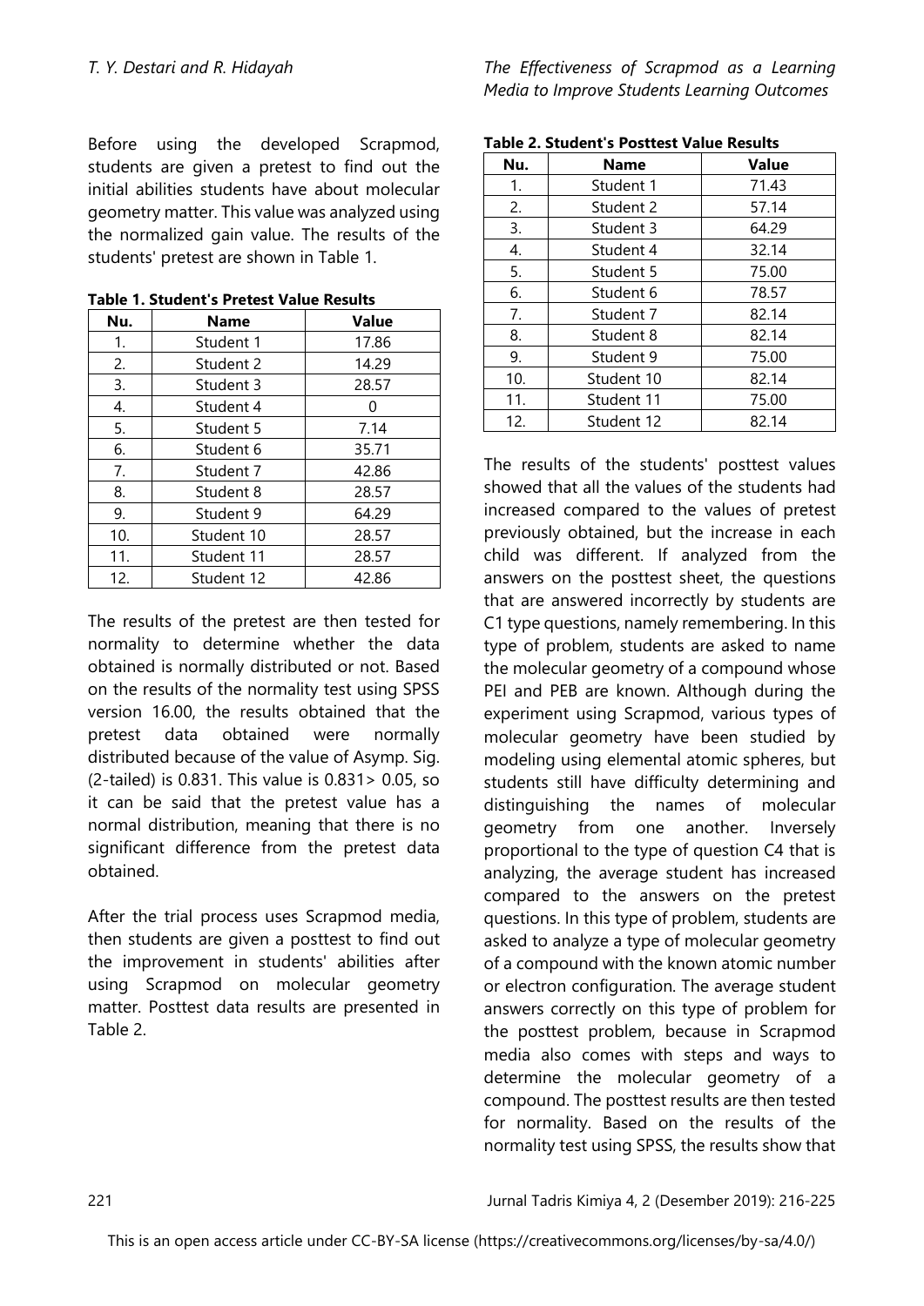Before using the developed Scrapmod, students are given a pretest to find out the initial abilities students have about molecular geometry matter. This value was analyzed using the normalized gain value. The results of the students' pretest are shown in Table 1.

**Table 1. Student's Pretest Value Results**

| Nu. | Name | Value |
|---|---|---|
| 1. | Student 1 | 17.86 |
| 2. | Student 2 | 14.29 |
| 3. | Student 3 | 28.57 |
| 4. | Student 4 | 0 |
| 5. | Student 5 | 7.14 |
| 6. | Student 6 | 35.71 |
| 7. | Student 7 | 42.86 |
| 8. | Student 8 | 28.57 |
| 9. | Student 9 | 64.29 |
| 10. | Student 10 | 28.57 |
| 11. | Student 11 | 28.57 |
| 12. | Student 12 | 42.86 |

The results of the pretest are then tested for normality to determine whether the data obtained is normally distributed or not. Based on the results of the normality test using SPSS version 16.00, the results obtained that the pretest data obtained were normally distributed because of the value of Asymp. Sig. (2-tailed) is 0.831. This value is 0.831> 0.05, so it can be said that the pretest value has a normal distribution, meaning that there is no significant difference from the pretest data obtained.

After the trial process uses Scrapmod media, then students are given a posttest to find out the improvement in students' abilities after using Scrapmod on molecular geometry matter. Posttest data results are presented in Table 2.

**Table 2. Student's Posttest Value Results**

| Nu. | Name | Value |
|---|---|---|
| 1. | Student 1 | 71.43 |
| 2. | Student 2 | 57.14 |
| 3. | Student 3 | 64.29 |
| 4. | Student 4 | 32.14 |
| 5. | Student 5 | 75.00 |
| 6. | Student 6 | 78.57 |
| 7. | Student 7 | 82.14 |
| 8. | Student 8 | 82.14 |
| 9. | Student 9 | 75.00 |
| 10. | Student 10 | 82.14 |
| 11. | Student 11 | 75.00 |
| 12. | Student 12 | 82.14 |

The results of the students' posttest values showed that all the values of the students had increased compared to the values of pretest previously obtained, but the increase in each child was different. If analyzed from the answers on the posttest sheet, the questions that are answered incorrectly by students are C1 type questions, namely remembering. In this type of problem, students are asked to name the molecular geometry of a compound whose PEI and PEB are known. Although during the experiment using Scrapmod, various types of molecular geometry have been studied by modeling using elemental atomic spheres, but students still have difficulty determining and distinguishing the names of molecular geometry from one another. Inversely proportional to the type of question C4 that is analyzing, the average student has increased compared to the answers on the pretest questions. In this type of problem, students are asked to analyze a type of molecular geometry of a compound with the known atomic number or electron configuration. The average student answers correctly on this type of problem for the posttest problem, because in Scrapmod media also comes with steps and ways to determine the molecular geometry of a compound. The posttest results are then tested for normality. Based on the results of the normality test using SPSS, the results show that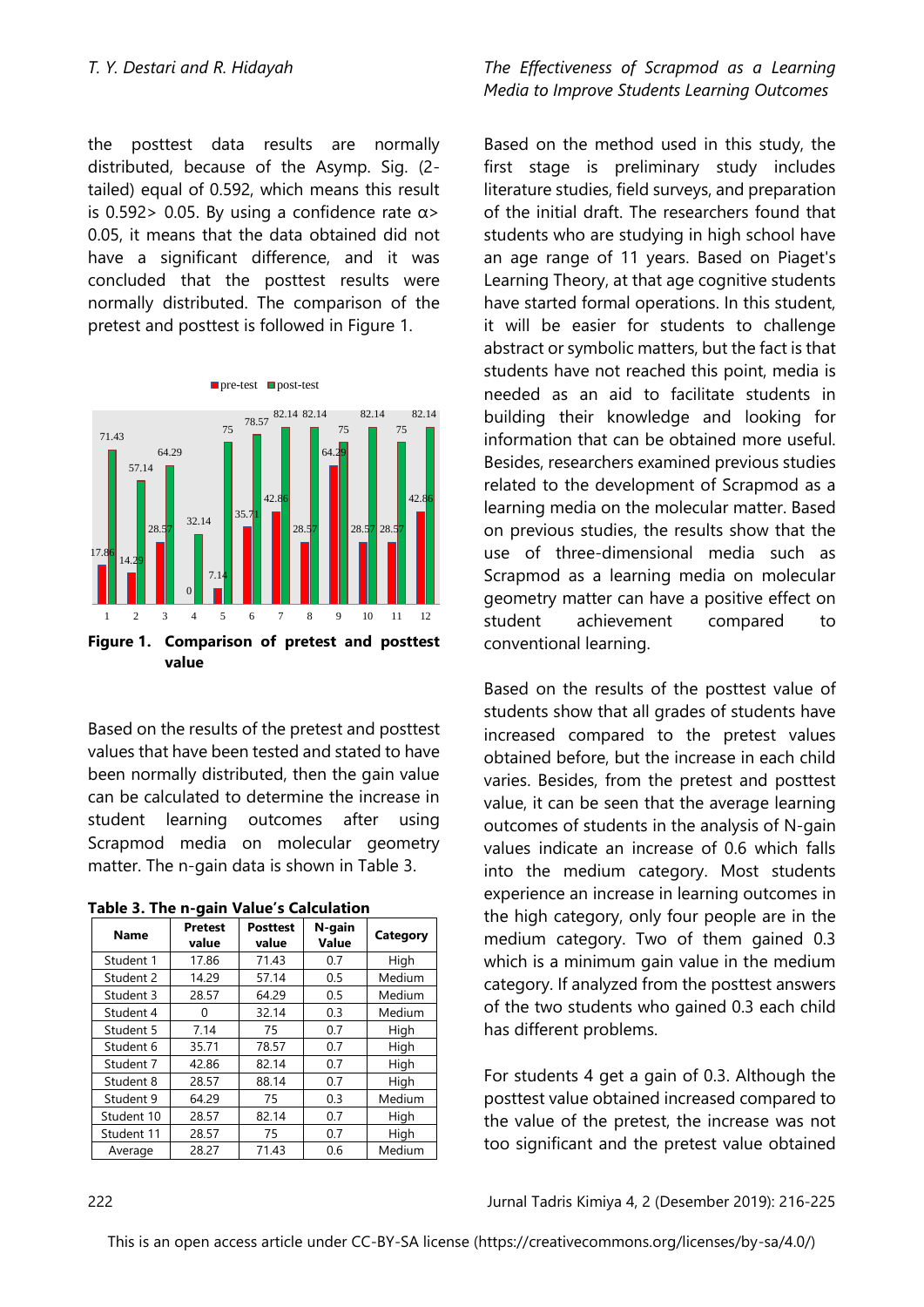the posttest data results are normally distributed, because of the Asymp. Sig. (2-tailed) equal of 0.592, which means this result is 0.592> 0.05. By using a confidence rate α> 0.05, it means that the data obtained did not have a significant difference, and it was concluded that the posttest results were normally distributed. The comparison of the pretest and posttest is followed in Figure 1.

**Figure 1. Comparison of pretest and posttest value**

Based on the results of the pretest and posttest values that have been tested and stated to have been normally distributed, then the gain value can be calculated to determine the increase in student learning outcomes after using Scrapmod media on molecular geometry matter. The n-gain data is shown in Table 3.

**Table 3. The n-gain Value's Calculation**

| Name | Pretest value | Posttest value | N-gain Value | Category |
|---|---|---|---|---|
| Student 1 | 17.86 | 71.43 | 0.7 | High |
| Student 2 | 14.29 | 57.14 | 0.5 | Medium |
| Student 3 | 28.57 | 64.29 | 0.5 | Medium |
| Student 4 | 0 | 32.14 | 0.3 | Medium |
| Student 5 | 7.14 | 75 | 0.7 | High |
| Student 6 | 35.71 | 78.57 | 0.7 | High |
| Student 7 | 42.86 | 82.14 | 0.7 | High |
| Student 8 | 28.57 | 88.14 | 0.7 | High |
| Student 9 | 64.29 | 75 | 0.3 | Medium |
| Student 10 | 28.57 | 82.14 | 0.7 | High |
| Student 11 | 28.57 | 75 | 0.7 | High |
| Average | 28.27 | 71.43 | 0.6 | Medium |

Based on the method used in this study, the first stage is preliminary study includes literature studies, field surveys, and preparation of the initial draft. The researchers found that students who are studying in high school have an age range of 11 years. Based on Piaget's Learning Theory, at that age cognitive students have started formal operations. In this student, it will be easier for students to challenge abstract or symbolic matters, but the fact is that students have not reached this point, media is needed as an aid to facilitate students in building their knowledge and looking for information that can be obtained more useful. Besides, researchers examined previous studies related to the development of Scrapmod as a learning media on the molecular matter. Based on previous studies, the results show that the use of three-dimensional media such as Scrapmod as a learning media on molecular geometry matter can have a positive effect on student achievement compared to conventional learning.

Based on the results of the posttest value of students show that all grades of students have increased compared to the pretest values obtained before, but the increase in each child varies. Besides, from the pretest and posttest value, it can be seen that the average learning outcomes of students in the analysis of N-gain values indicate an increase of 0.6 which falls into the medium category. Most students experience an increase in learning outcomes in the high category, only four people are in the medium category. Two of them gained 0.3 which is a minimum gain value in the medium category. If analyzed from the posttest answers of the two students who gained 0.3 each child has different problems.

For students 4 get a gain of 0.3. Although the posttest value obtained increased compared to the value of the pretest, the increase was not too significant and the pretest value obtained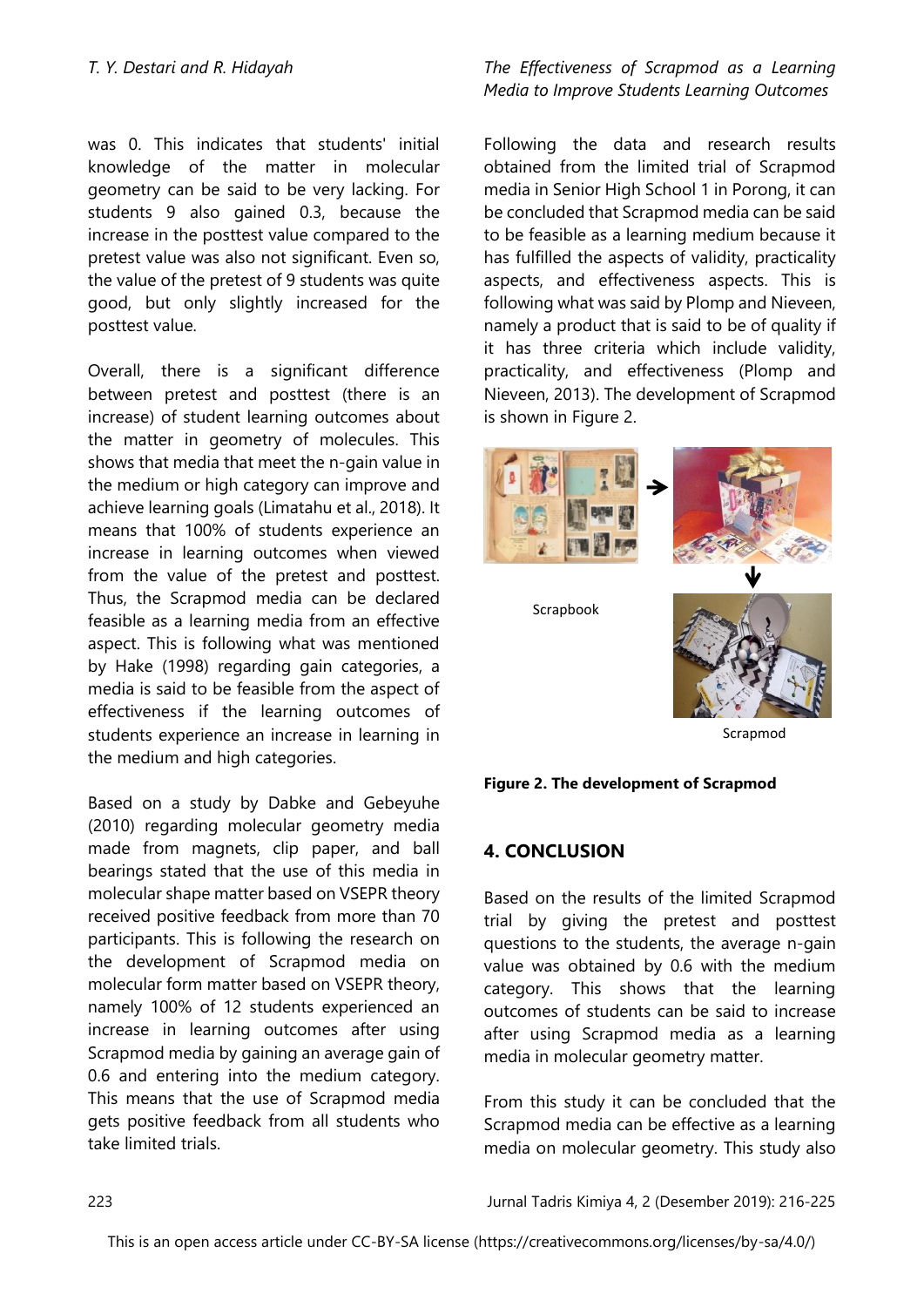was 0. This indicates that students' initial knowledge of the matter in molecular geometry can be said to be very lacking. For students 9 also gained 0.3, because the increase in the posttest value compared to the pretest value was also not significant. Even so, the value of the pretest of 9 students was quite good, but only slightly increased for the posttest value.

Overall, there is a significant difference between pretest and posttest (there is an increase) of student learning outcomes about the matter in geometry of molecules. This shows that media that meet the n-gain value in the medium or high category can improve and achieve learning goals (Limatahu et al., 2018). It means that 100% of students experience an increase in learning outcomes when viewed from the value of the pretest and posttest. Thus, the Scrapmod media can be declared feasible as a learning media from an effective aspect. This is following what was mentioned by Hake (1998) regarding gain categories, a media is said to be feasible from the aspect of effectiveness if the learning outcomes of students experience an increase in learning in the medium and high categories.

Based on a study by Dabke and Gebeyuhe (2010) regarding molecular geometry media made from magnets, clip paper, and ball bearings stated that the use of this media in molecular shape matter based on VSEPR theory received positive feedback from more than 70 participants. This is following the research on the development of Scrapmod media on molecular form matter based on VSEPR theory, namely 100% of 12 students experienced an increase in learning outcomes after using Scrapmod media by gaining an average gain of 0.6 and entering into the medium category. This means that the use of Scrapmod media gets positive feedback from all students who take limited trials.

Following the data and research results obtained from the limited trial of Scrapmod media in Senior High School 1 in Porong, it can be concluded that Scrapmod media can be said to be feasible as a learning medium because it has fulfilled the aspects of validity, practicality aspects, and effectiveness aspects. This is following what was said by Plomp and Nieveen, namely a product that is said to be of quality if it has three criteria which include validity, practicality, and effectiveness (Plomp and Nieveen, 2013). The development of Scrapmod is shown in Figure 2.

Scrapbook

Scrapmod

**Figure 2. The development of Scrapmod**

## 4. CONCLUSION

Based on the results of the limited Scrapmod trial by giving the pretest and posttest questions to the students, the average n-gain value was obtained by 0.6 with the medium category. This shows that the learning outcomes of students can be said to increase after using Scrapmod media as a learning media in molecular geometry matter.

From this study it can be concluded that the Scrapmod media can be effective as a learning media on molecular geometry. This study also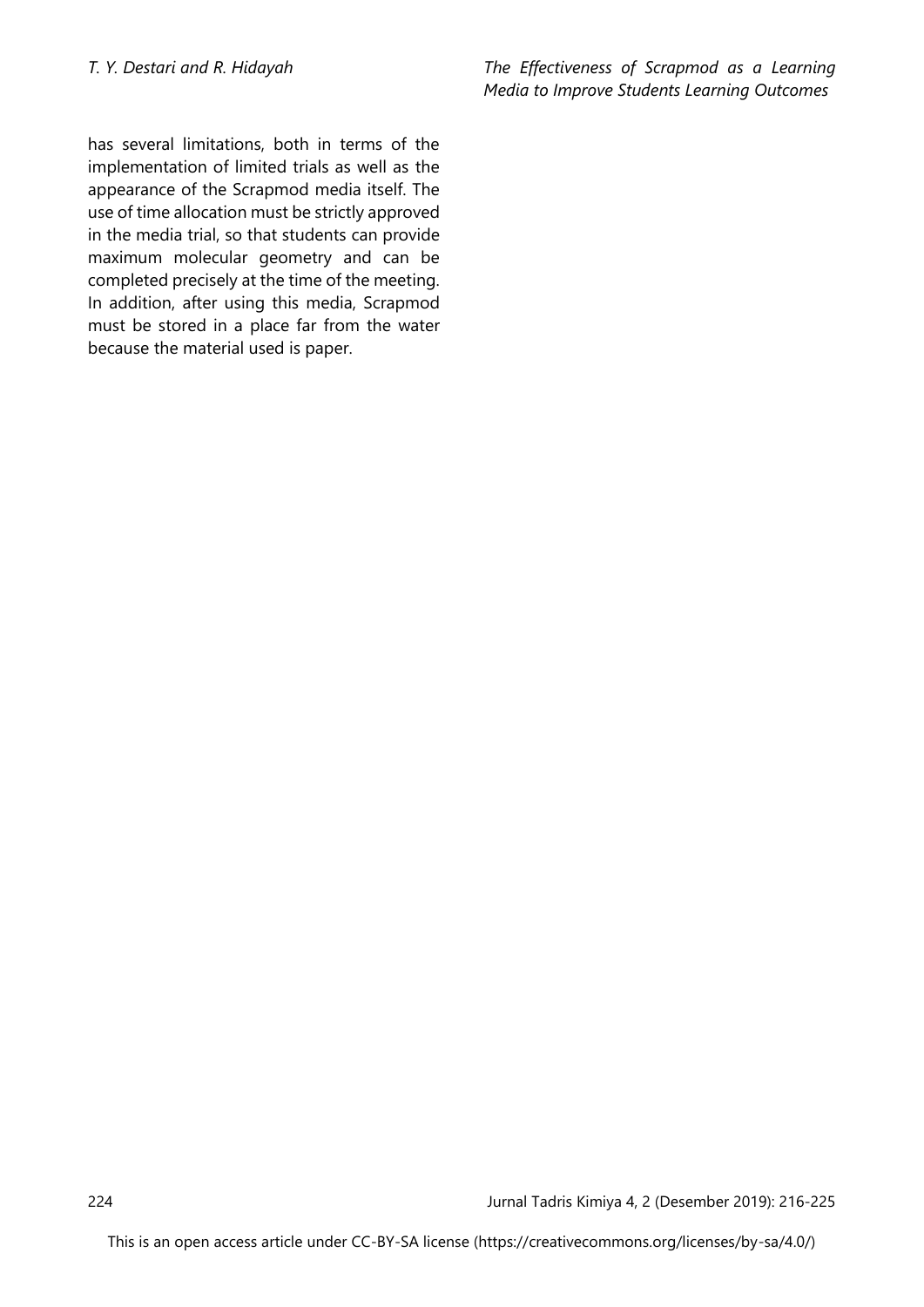has several limitations, both in terms of the implementation of limited trials as well as the appearance of the Scrapmod media itself. The use of time allocation must be strictly approved in the media trial, so that students can provide maximum molecular geometry and can be completed precisely at the time of the meeting. In addition, after using this media, Scrapmod must be stored in a place far from the water because the material used is paper.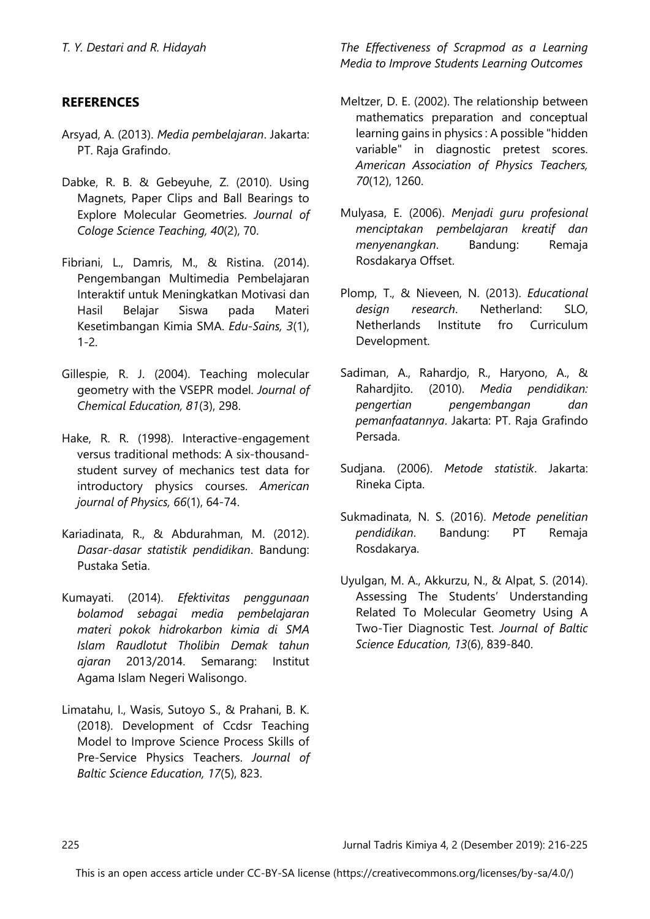## REFERENCES

Arsyad, A. (2013). *Media pembelajaran*. Jakarta: PT. Raja Grafindo.

Dabke, R. B. & Gebeyuhe, Z. (2010). Using Magnets, Paper Clips and Ball Bearings to Explore Molecular Geometries. *Journal of Cologe Science Teaching, 40*(2), 70.

Fibriani, L., Damris, M., & Ristina. (2014). Pengembangan Multimedia Pembelajaran Interaktif untuk Meningkatkan Motivasi dan Hasil Belajar Siswa pada Materi Kesetimbangan Kimia SMA. *Edu-Sains, 3*(1), 1-2.

Gillespie, R. J. (2004). Teaching molecular geometry with the VSEPR model. *Journal of Chemical Education, 81*(3), 298.

Hake, R. R. (1998). Interactive-engagement versus traditional methods: A six-thousand-student survey of mechanics test data for introductory physics courses. *American journal of Physics, 66*(1), 64-74.

Kariadinata, R., & Abdurahman, M. (2012). *Dasar-dasar statistik pendidikan*. Bandung: Pustaka Setia.

Kumayati. (2014). *Efektivitas penggunaan bolamod sebagai media pembelajaran materi pokok hidrokarbon kimia di SMA Islam Raudlotut Tholibin Demak tahun ajaran* 2013/2014. Semarang: Institut Agama Islam Negeri Walisongo.

Limatahu, I., Wasis, Sutoyo S., & Prahani, B. K. (2018). Development of Ccdsr Teaching Model to Improve Science Process Skills of Pre-Service Physics Teachers. *Journal of Baltic Science Education, 17*(5), 823.

Meltzer, D. E. (2002). The relationship between mathematics preparation and conceptual learning gains in physics : A possible "hidden variable" in diagnostic pretest scores. *American Association of Physics Teachers, 70*(12), 1260.

Mulyasa, E. (2006). *Menjadi guru profesional menciptakan pembelajaran kreatif dan menyenangkan*. Bandung: Remaja Rosdakarya Offset.

Plomp, T., & Nieveen, N. (2013). *Educational design research*. Netherland: SLO, Netherlands Institute fro Curriculum Development.

Sadiman, A., Rahardjo, R., Haryono, A., & Rahardjito. (2010). *Media pendidikan: pengertian pengembangan dan pemanfaatannya*. Jakarta: PT. Raja Grafindo Persada.

Sudjana. (2006). *Metode statistik*. Jakarta: Rineka Cipta.

Sukmadinata, N. S. (2016). *Metode penelitian pendidikan*. Bandung: PT Remaja Rosdakarya.

Uyulgan, M. A., Akkurzu, N., & Alpat, S. (2014). Assessing The Students' Understanding Related To Molecular Geometry Using A Two-Tier Diagnostic Test. *Journal of Baltic Science Education, 13*(6), 839-840.

This is an open access article under CC-BY-SA license (https://creativecommons.org/licenses/by-sa/4.0/)